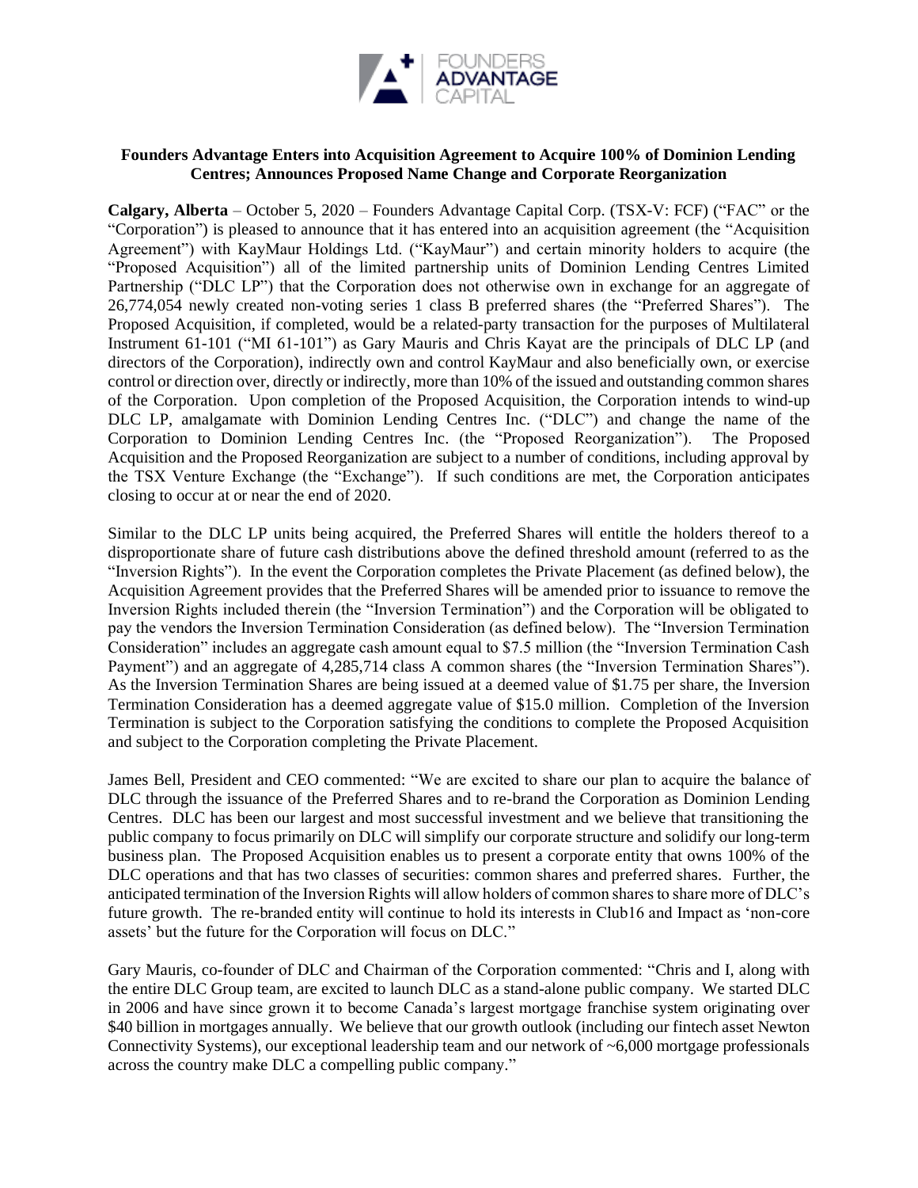**Founders Advantage Enters into Acquisition Agreement to Acquire 100% of Dominion Lending Centres; Announces Proposed Name Change and Corporate Reorganization**

**Calgary, Alberta** – October 5, 2020 – Founders Advantage Capital Corp. (TSX-V: FCF) ("FAC" or the "Corporation") is pleased to announce that it has entered into an acquisition agreement (the "Acquisition Agreement") with KayMaur Holdings Ltd. ("KayMaur") and certain minority holders to acquire (the "Proposed Acquisition") all of the limited partnership units of Dominion Lending Centres Limited Partnership ("DLC LP") that the Corporation does not otherwise own in exchange for an aggregate of 26,774,054 newly created non-voting series 1 class B preferred shares (the "Preferred Shares"). The Proposed Acquisition, if completed, would be a related-party transaction for the purposes of Multilateral Instrument 61-101 ("MI 61-101") as Gary Mauris and Chris Kayat are the principals of DLC LP (and directors of the Corporation), indirectly own and control KayMaur and also beneficially own, or exercise control or direction over, directly or indirectly, more than 10% of the issued and outstanding common shares of the Corporation. Upon completion of the Proposed Acquisition, the Corporation intends to wind-up DLC LP, amalgamate with Dominion Lending Centres Inc. ("DLC") and change the name of the Corporation to Dominion Lending Centres Inc. (the "Proposed Reorganization"). The Proposed Acquisition and the Proposed Reorganization are subject to a number of conditions, including approval by the TSX Venture Exchange (the "Exchange"). If such conditions are met, the Corporation anticipates closing to occur at or near the end of 2020.

Similar to the DLC LP units being acquired, the Preferred Shares will entitle the holders thereof to a disproportionate share of future cash distributions above the defined threshold amount (referred to as the "Inversion Rights"). In the event the Corporation completes the Private Placement (as defined below), the Acquisition Agreement provides that the Preferred Shares will be amended prior to issuance to remove the Inversion Rights included therein (the "Inversion Termination") and the Corporation will be obligated to pay the vendors the Inversion Termination Consideration (as defined below). The "Inversion Termination Consideration" includes an aggregate cash amount equal to $7.5 million (the "Inversion Termination Cash Payment") and an aggregate of 4,285,714 class A common shares (the "Inversion Termination Shares"). As the Inversion Termination Shares are being issued at a deemed value of $1.75 per share, the Inversion Termination Consideration has a deemed aggregate value of $15.0 million. Completion of the Inversion Termination is subject to the Corporation satisfying the conditions to complete the Proposed Acquisition and subject to the Corporation completing the Private Placement.

James Bell, President and CEO commented: "We are excited to share our plan to acquire the balance of DLC through the issuance of the Preferred Shares and to re-brand the Corporation as Dominion Lending Centres. DLC has been our largest and most successful investment and we believe that transitioning the public company to focus primarily on DLC will simplify our corporate structure and solidify our long-term business plan. The Proposed Acquisition enables us to present a corporate entity that owns 100% of the DLC operations and that has two classes of securities: common shares and preferred shares. Further, the anticipated termination of the Inversion Rights will allow holders of common shares to share more of DLC's future growth. The re-branded entity will continue to hold its interests in Club16 and Impact as 'non-core assets' but the future for the Corporation will focus on DLC."

Gary Mauris, co-founder of DLC and Chairman of the Corporation commented: "Chris and I, along with the entire DLC Group team, are excited to launch DLC as a stand-alone public company. We started DLC in 2006 and have since grown it to become Canada's largest mortgage franchise system originating over $40 billion in mortgages annually. We believe that our growth outlook (including our fintech asset Newton Connectivity Systems), our exceptional leadership team and our network of ~6,000 mortgage professionals across the country make DLC a compelling public company."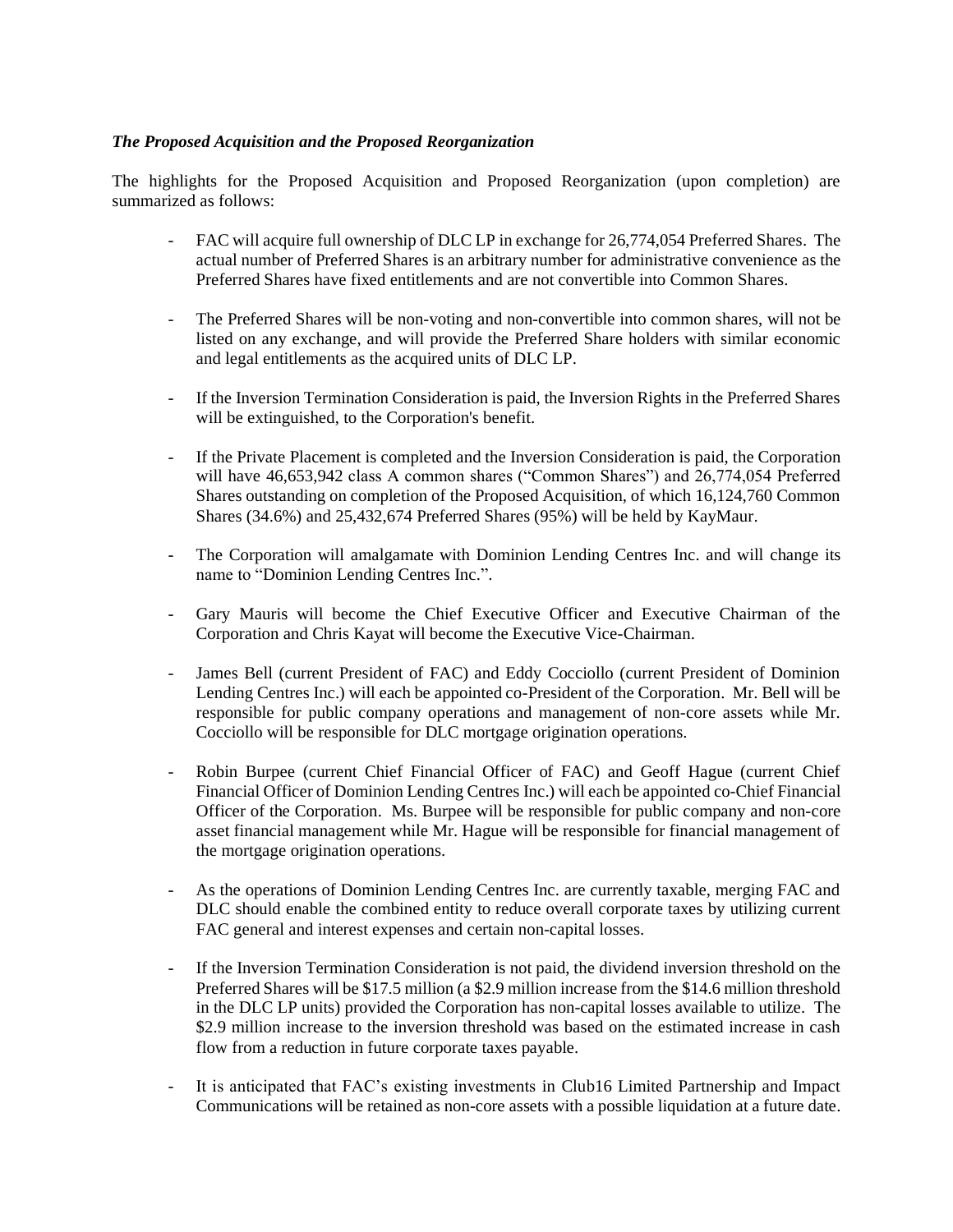***The Proposed Acquisition and the Proposed Reorganization***

The highlights for the Proposed Acquisition and Proposed Reorganization (upon completion) are summarized as follows:

- FAC will acquire full ownership of DLC LP in exchange for 26,774,054 Preferred Shares. The actual number of Preferred Shares is an arbitrary number for administrative convenience as the Preferred Shares have fixed entitlements and are not convertible into Common Shares.

- The Preferred Shares will be non-voting and non-convertible into common shares, will not be listed on any exchange, and will provide the Preferred Share holders with similar economic and legal entitlements as the acquired units of DLC LP.

- If the Inversion Termination Consideration is paid, the Inversion Rights in the Preferred Shares will be extinguished, to the Corporation's benefit.

- If the Private Placement is completed and the Inversion Consideration is paid, the Corporation will have 46,653,942 class A common shares ("Common Shares") and 26,774,054 Preferred Shares outstanding on completion of the Proposed Acquisition, of which 16,124,760 Common Shares (34.6%) and 25,432,674 Preferred Shares (95%) will be held by KayMaur.

- The Corporation will amalgamate with Dominion Lending Centres Inc. and will change its name to "Dominion Lending Centres Inc.".

- Gary Mauris will become the Chief Executive Officer and Executive Chairman of the Corporation and Chris Kayat will become the Executive Vice-Chairman.

- James Bell (current President of FAC) and Eddy Cocciollo (current President of Dominion Lending Centres Inc.) will each be appointed co-President of the Corporation. Mr. Bell will be responsible for public company operations and management of non-core assets while Mr. Cocciollo will be responsible for DLC mortgage origination operations.

- Robin Burpee (current Chief Financial Officer of FAC) and Geoff Hague (current Chief Financial Officer of Dominion Lending Centres Inc.) will each be appointed co-Chief Financial Officer of the Corporation. Ms. Burpee will be responsible for public company and non-core asset financial management while Mr. Hague will be responsible for financial management of the mortgage origination operations.

- As the operations of Dominion Lending Centres Inc. are currently taxable, merging FAC and DLC should enable the combined entity to reduce overall corporate taxes by utilizing current FAC general and interest expenses and certain non-capital losses.

- If the Inversion Termination Consideration is not paid, the dividend inversion threshold on the Preferred Shares will be $17.5 million (a $2.9 million increase from the $14.6 million threshold in the DLC LP units) provided the Corporation has non-capital losses available to utilize. The $2.9 million increase to the inversion threshold was based on the estimated increase in cash flow from a reduction in future corporate taxes payable.

- It is anticipated that FAC's existing investments in Club16 Limited Partnership and Impact Communications will be retained as non-core assets with a possible liquidation at a future date.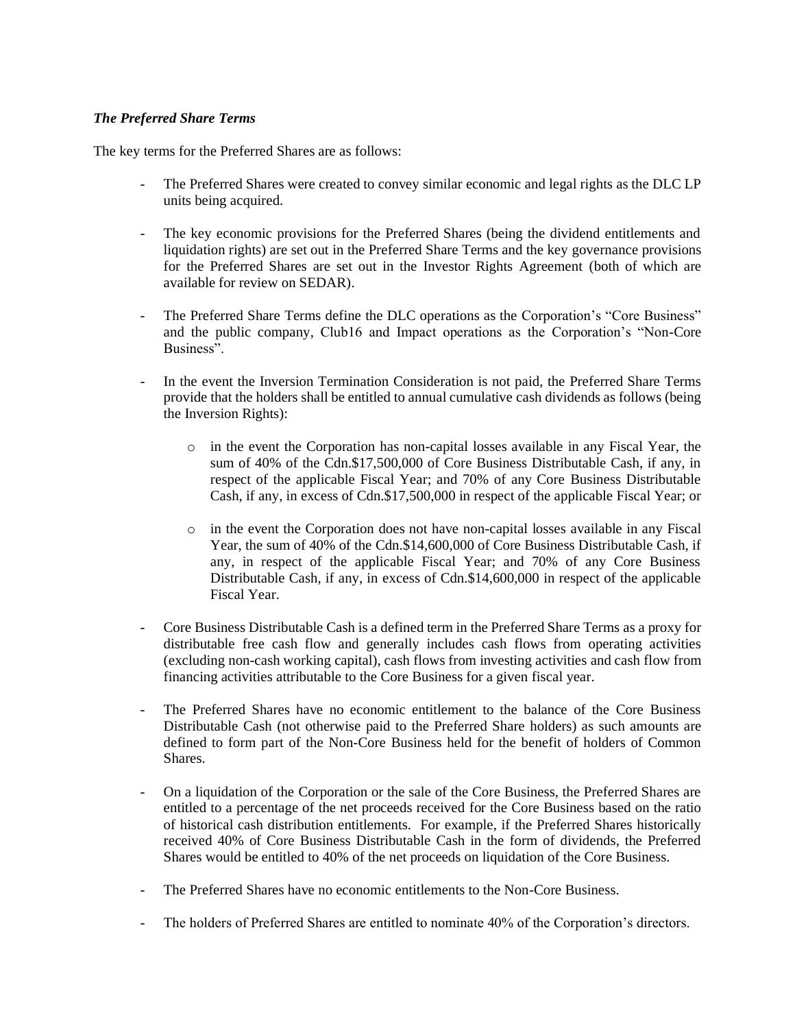***The Preferred Share Terms***

The key terms for the Preferred Shares are as follows:

- The Preferred Shares were created to convey similar economic and legal rights as the DLC LP units being acquired.

- The key economic provisions for the Preferred Shares (being the dividend entitlements and liquidation rights) are set out in the Preferred Share Terms and the key governance provisions for the Preferred Shares are set out in the Investor Rights Agreement (both of which are available for review on SEDAR).

- The Preferred Share Terms define the DLC operations as the Corporation's "Core Business" and the public company, Club16 and Impact operations as the Corporation's "Non-Core Business".

- In the event the Inversion Termination Consideration is not paid, the Preferred Share Terms provide that the holders shall be entitled to annual cumulative cash dividends as follows (being the Inversion Rights):

  - in the event the Corporation has non-capital losses available in any Fiscal Year, the sum of 40% of the Cdn.$17,500,000 of Core Business Distributable Cash, if any, in respect of the applicable Fiscal Year; and 70% of any Core Business Distributable Cash, if any, in excess of Cdn.$17,500,000 in respect of the applicable Fiscal Year; or

  - in the event the Corporation does not have non-capital losses available in any Fiscal Year, the sum of 40% of the Cdn.$14,600,000 of Core Business Distributable Cash, if any, in respect of the applicable Fiscal Year; and 70% of any Core Business Distributable Cash, if any, in excess of Cdn.$14,600,000 in respect of the applicable Fiscal Year.

- Core Business Distributable Cash is a defined term in the Preferred Share Terms as a proxy for distributable free cash flow and generally includes cash flows from operating activities (excluding non-cash working capital), cash flows from investing activities and cash flow from financing activities attributable to the Core Business for a given fiscal year.

- The Preferred Shares have no economic entitlement to the balance of the Core Business Distributable Cash (not otherwise paid to the Preferred Share holders) as such amounts are defined to form part of the Non-Core Business held for the benefit of holders of Common Shares.

- On a liquidation of the Corporation or the sale of the Core Business, the Preferred Shares are entitled to a percentage of the net proceeds received for the Core Business based on the ratio of historical cash distribution entitlements. For example, if the Preferred Shares historically received 40% of Core Business Distributable Cash in the form of dividends, the Preferred Shares would be entitled to 40% of the net proceeds on liquidation of the Core Business.

- The Preferred Shares have no economic entitlements to the Non-Core Business.

- The holders of Preferred Shares are entitled to nominate 40% of the Corporation's directors.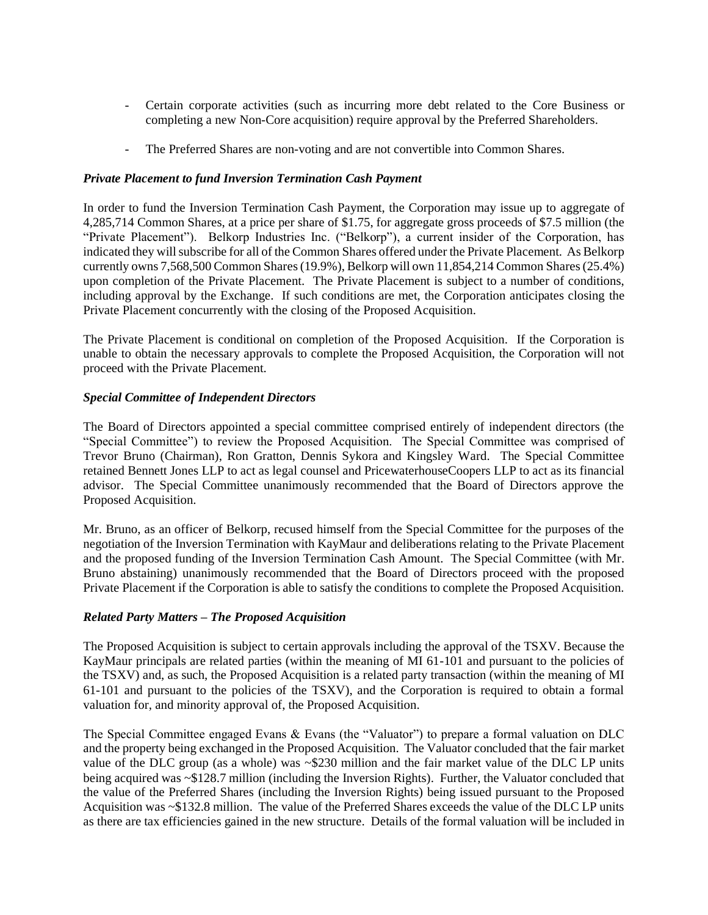- Certain corporate activities (such as incurring more debt related to the Core Business or completing a new Non-Core acquisition) require approval by the Preferred Shareholders.
- The Preferred Shares are non-voting and are not convertible into Common Shares.

***Private Placement to fund Inversion Termination Cash Payment***

In order to fund the Inversion Termination Cash Payment, the Corporation may issue up to aggregate of 4,285,714 Common Shares, at a price per share of $1.75, for aggregate gross proceeds of $7.5 million (the "Private Placement"). Belkorp Industries Inc. ("Belkorp"), a current insider of the Corporation, has indicated they will subscribe for all of the Common Shares offered under the Private Placement. As Belkorp currently owns 7,568,500 Common Shares (19.9%), Belkorp will own 11,854,214 Common Shares (25.4%) upon completion of the Private Placement. The Private Placement is subject to a number of conditions, including approval by the Exchange. If such conditions are met, the Corporation anticipates closing the Private Placement concurrently with the closing of the Proposed Acquisition.

The Private Placement is conditional on completion of the Proposed Acquisition. If the Corporation is unable to obtain the necessary approvals to complete the Proposed Acquisition, the Corporation will not proceed with the Private Placement.

***Special Committee of Independent Directors***

The Board of Directors appointed a special committee comprised entirely of independent directors (the "Special Committee") to review the Proposed Acquisition. The Special Committee was comprised of Trevor Bruno (Chairman), Ron Gratton, Dennis Sykora and Kingsley Ward. The Special Committee retained Bennett Jones LLP to act as legal counsel and PricewaterhouseCoopers LLP to act as its financial advisor. The Special Committee unanimously recommended that the Board of Directors approve the Proposed Acquisition.

Mr. Bruno, as an officer of Belkorp, recused himself from the Special Committee for the purposes of the negotiation of the Inversion Termination with KayMaur and deliberations relating to the Private Placement and the proposed funding of the Inversion Termination Cash Amount. The Special Committee (with Mr. Bruno abstaining) unanimously recommended that the Board of Directors proceed with the proposed Private Placement if the Corporation is able to satisfy the conditions to complete the Proposed Acquisition.

***Related Party Matters – The Proposed Acquisition***

The Proposed Acquisition is subject to certain approvals including the approval of the TSXV. Because the KayMaur principals are related parties (within the meaning of MI 61-101 and pursuant to the policies of the TSXV) and, as such, the Proposed Acquisition is a related party transaction (within the meaning of MI 61-101 and pursuant to the policies of the TSXV), and the Corporation is required to obtain a formal valuation for, and minority approval of, the Proposed Acquisition.

The Special Committee engaged Evans & Evans (the "Valuator") to prepare a formal valuation on DLC and the property being exchanged in the Proposed Acquisition. The Valuator concluded that the fair market value of the DLC group (as a whole) was ~$230 million and the fair market value of the DLC LP units being acquired was ~$128.7 million (including the Inversion Rights). Further, the Valuator concluded that the value of the Preferred Shares (including the Inversion Rights) being issued pursuant to the Proposed Acquisition was ~$132.8 million. The value of the Preferred Shares exceeds the value of the DLC LP units as there are tax efficiencies gained in the new structure. Details of the formal valuation will be included in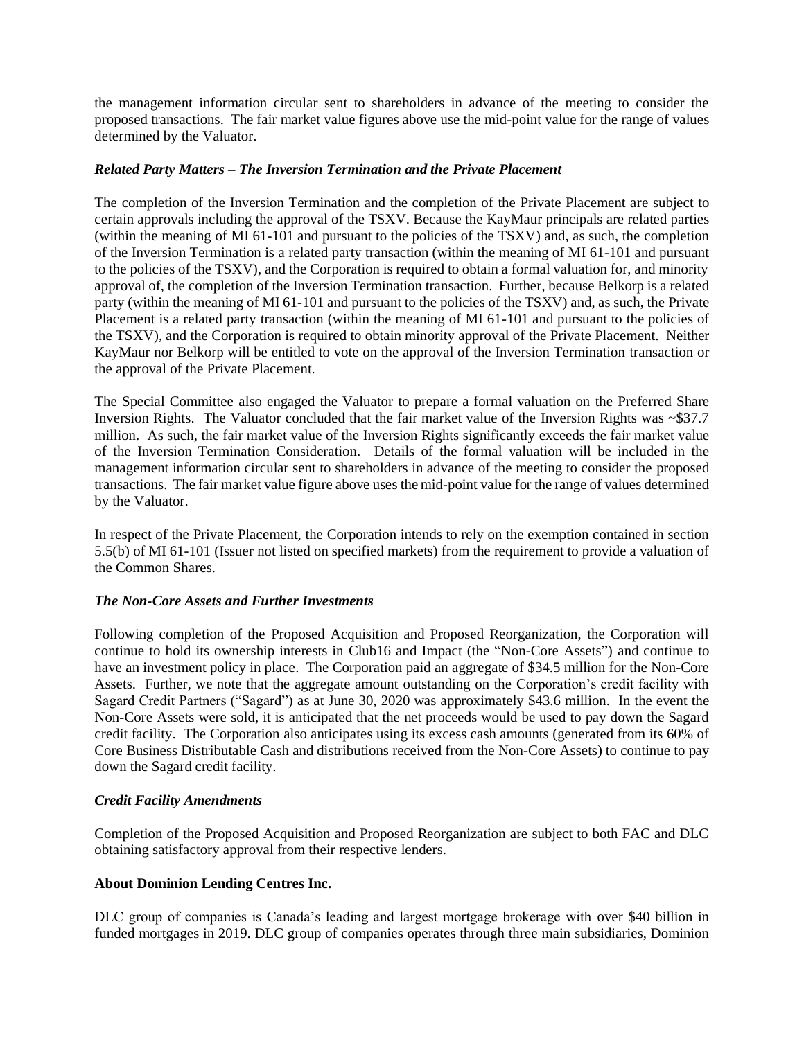the management information circular sent to shareholders in advance of the meeting to consider the proposed transactions. The fair market value figures above use the mid-point value for the range of values determined by the Valuator.

***Related Party Matters – The Inversion Termination and the Private Placement***

The completion of the Inversion Termination and the completion of the Private Placement are subject to certain approvals including the approval of the TSXV. Because the KayMaur principals are related parties (within the meaning of MI 61-101 and pursuant to the policies of the TSXV) and, as such, the completion of the Inversion Termination is a related party transaction (within the meaning of MI 61-101 and pursuant to the policies of the TSXV), and the Corporation is required to obtain a formal valuation for, and minority approval of, the completion of the Inversion Termination transaction. Further, because Belkorp is a related party (within the meaning of MI 61-101 and pursuant to the policies of the TSXV) and, as such, the Private Placement is a related party transaction (within the meaning of MI 61-101 and pursuant to the policies of the TSXV), and the Corporation is required to obtain minority approval of the Private Placement. Neither KayMaur nor Belkorp will be entitled to vote on the approval of the Inversion Termination transaction or the approval of the Private Placement.

The Special Committee also engaged the Valuator to prepare a formal valuation on the Preferred Share Inversion Rights. The Valuator concluded that the fair market value of the Inversion Rights was ~$37.7 million. As such, the fair market value of the Inversion Rights significantly exceeds the fair market value of the Inversion Termination Consideration. Details of the formal valuation will be included in the management information circular sent to shareholders in advance of the meeting to consider the proposed transactions. The fair market value figure above uses the mid-point value for the range of values determined by the Valuator.

In respect of the Private Placement, the Corporation intends to rely on the exemption contained in section 5.5(b) of MI 61-101 (Issuer not listed on specified markets) from the requirement to provide a valuation of the Common Shares.

***The Non-Core Assets and Further Investments***

Following completion of the Proposed Acquisition and Proposed Reorganization, the Corporation will continue to hold its ownership interests in Club16 and Impact (the "Non-Core Assets") and continue to have an investment policy in place. The Corporation paid an aggregate of $34.5 million for the Non-Core Assets. Further, we note that the aggregate amount outstanding on the Corporation's credit facility with Sagard Credit Partners ("Sagard") as at June 30, 2020 was approximately $43.6 million. In the event the Non-Core Assets were sold, it is anticipated that the net proceeds would be used to pay down the Sagard credit facility. The Corporation also anticipates using its excess cash amounts (generated from its 60% of Core Business Distributable Cash and distributions received from the Non-Core Assets) to continue to pay down the Sagard credit facility.

***Credit Facility Amendments***

Completion of the Proposed Acquisition and Proposed Reorganization are subject to both FAC and DLC obtaining satisfactory approval from their respective lenders.

**About Dominion Lending Centres Inc.**

DLC group of companies is Canada's leading and largest mortgage brokerage with over $40 billion in funded mortgages in 2019. DLC group of companies operates through three main subsidiaries, Dominion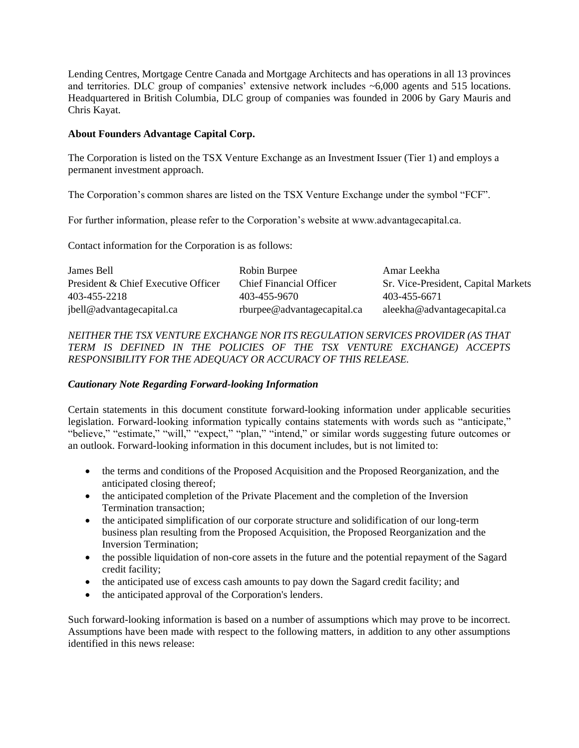Lending Centres, Mortgage Centre Canada and Mortgage Architects and has operations in all 13 provinces and territories. DLC group of companies' extensive network includes ~6,000 agents and 515 locations. Headquartered in British Columbia, DLC group of companies was founded in 2006 by Gary Mauris and Chris Kayat.

**About Founders Advantage Capital Corp.**

The Corporation is listed on the TSX Venture Exchange as an Investment Issuer (Tier 1) and employs a permanent investment approach.

The Corporation's common shares are listed on the TSX Venture Exchange under the symbol "FCF".

For further information, please refer to the Corporation's website at www.advantagecapital.ca.

Contact information for the Corporation is as follows:

| James Bell | Robin Burpee | Amar Leekha |
|---|---|---|
| President & Chief Executive Officer | Chief Financial Officer | Sr. Vice-President, Capital Markets |
| 403-455-2218 | 403-455-9670 | 403-455-6671 |
| jbell@advantagecapital.ca | rburpee@advantagecapital.ca | aleekha@advantagecapital.ca |

*NEITHER THE TSX VENTURE EXCHANGE NOR ITS REGULATION SERVICES PROVIDER (AS THAT TERM IS DEFINED IN THE POLICIES OF THE TSX VENTURE EXCHANGE) ACCEPTS RESPONSIBILITY FOR THE ADEQUACY OR ACCURACY OF THIS RELEASE.*

***Cautionary Note Regarding Forward-looking Information***

Certain statements in this document constitute forward-looking information under applicable securities legislation. Forward-looking information typically contains statements with words such as "anticipate," "believe," "estimate," "will," "expect," "plan," "intend," or similar words suggesting future outcomes or an outlook. Forward-looking information in this document includes, but is not limited to:

- the terms and conditions of the Proposed Acquisition and the Proposed Reorganization, and the anticipated closing thereof;
- the anticipated completion of the Private Placement and the completion of the Inversion Termination transaction;
- the anticipated simplification of our corporate structure and solidification of our long-term business plan resulting from the Proposed Acquisition, the Proposed Reorganization and the Inversion Termination;
- the possible liquidation of non-core assets in the future and the potential repayment of the Sagard credit facility;
- the anticipated use of excess cash amounts to pay down the Sagard credit facility; and
- the anticipated approval of the Corporation's lenders.

Such forward-looking information is based on a number of assumptions which may prove to be incorrect. Assumptions have been made with respect to the following matters, in addition to any other assumptions identified in this news release: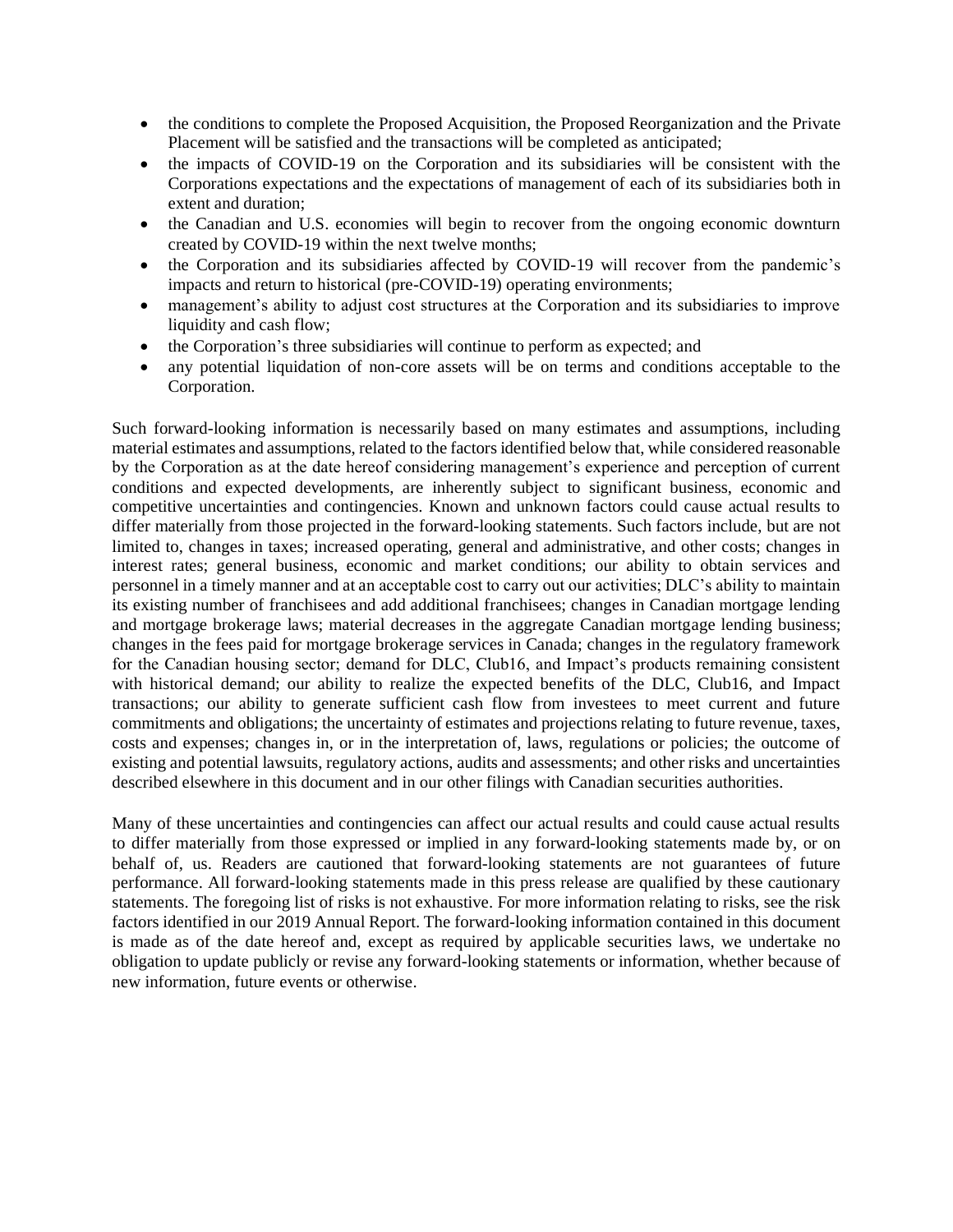- the conditions to complete the Proposed Acquisition, the Proposed Reorganization and the Private Placement will be satisfied and the transactions will be completed as anticipated;
- the impacts of COVID-19 on the Corporation and its subsidiaries will be consistent with the Corporations expectations and the expectations of management of each of its subsidiaries both in extent and duration;
- the Canadian and U.S. economies will begin to recover from the ongoing economic downturn created by COVID-19 within the next twelve months;
- the Corporation and its subsidiaries affected by COVID-19 will recover from the pandemic's impacts and return to historical (pre-COVID-19) operating environments;
- management's ability to adjust cost structures at the Corporation and its subsidiaries to improve liquidity and cash flow;
- the Corporation's three subsidiaries will continue to perform as expected; and
- any potential liquidation of non-core assets will be on terms and conditions acceptable to the Corporation.

Such forward-looking information is necessarily based on many estimates and assumptions, including material estimates and assumptions, related to the factors identified below that, while considered reasonable by the Corporation as at the date hereof considering management's experience and perception of current conditions and expected developments, are inherently subject to significant business, economic and competitive uncertainties and contingencies. Known and unknown factors could cause actual results to differ materially from those projected in the forward-looking statements. Such factors include, but are not limited to, changes in taxes; increased operating, general and administrative, and other costs; changes in interest rates; general business, economic and market conditions; our ability to obtain services and personnel in a timely manner and at an acceptable cost to carry out our activities; DLC's ability to maintain its existing number of franchisees and add additional franchisees; changes in Canadian mortgage lending and mortgage brokerage laws; material decreases in the aggregate Canadian mortgage lending business; changes in the fees paid for mortgage brokerage services in Canada; changes in the regulatory framework for the Canadian housing sector; demand for DLC, Club16, and Impact's products remaining consistent with historical demand; our ability to realize the expected benefits of the DLC, Club16, and Impact transactions; our ability to generate sufficient cash flow from investees to meet current and future commitments and obligations; the uncertainty of estimates and projections relating to future revenue, taxes, costs and expenses; changes in, or in the interpretation of, laws, regulations or policies; the outcome of existing and potential lawsuits, regulatory actions, audits and assessments; and other risks and uncertainties described elsewhere in this document and in our other filings with Canadian securities authorities.

Many of these uncertainties and contingencies can affect our actual results and could cause actual results to differ materially from those expressed or implied in any forward-looking statements made by, or on behalf of, us. Readers are cautioned that forward-looking statements are not guarantees of future performance. All forward-looking statements made in this press release are qualified by these cautionary statements. The foregoing list of risks is not exhaustive. For more information relating to risks, see the risk factors identified in our 2019 Annual Report. The forward-looking information contained in this document is made as of the date hereof and, except as required by applicable securities laws, we undertake no obligation to update publicly or revise any forward-looking statements or information, whether because of new information, future events or otherwise.